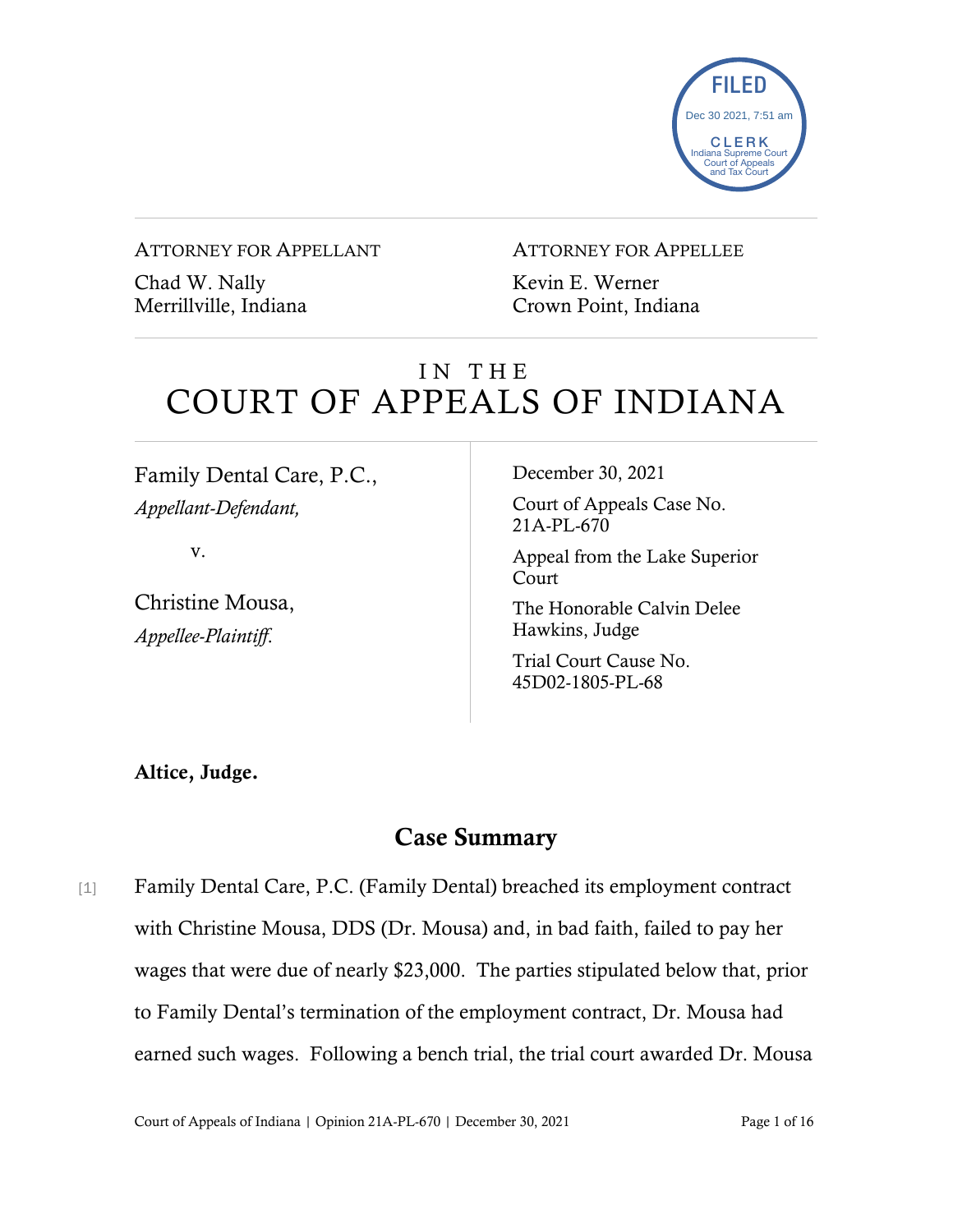FILED
Dec 30 2021, 7:51 am
CLERK
Indiana Supreme Court
Court of Appeals
and Tax Court

ATTORNEY FOR APPELLANT

Chad W. Nally
Merrillville, Indiana

ATTORNEY FOR APPELLEE

Kevin E. Werner
Crown Point, Indiana

# IN THE COURT OF APPEALS OF INDIANA

Family Dental Care, P.C.,
*Appellant-Defendant,*

v.

Christine Mousa,
*Appellee-Plaintiff.*

December 30, 2021

Court of Appeals Case No. 21A-PL-670

Appeal from the Lake Superior Court

The Honorable Calvin Delee Hawkins, Judge

Trial Court Cause No. 45D02-1805-PL-68

**Altice, Judge.**

## Case Summary

[1] Family Dental Care, P.C. (Family Dental) breached its employment contract with Christine Mousa, DDS (Dr. Mousa) and, in bad faith, failed to pay her wages that were due of nearly $23,000. The parties stipulated below that, prior to Family Dental's termination of the employment contract, Dr. Mousa had earned such wages. Following a bench trial, the trial court awarded Dr. Mousa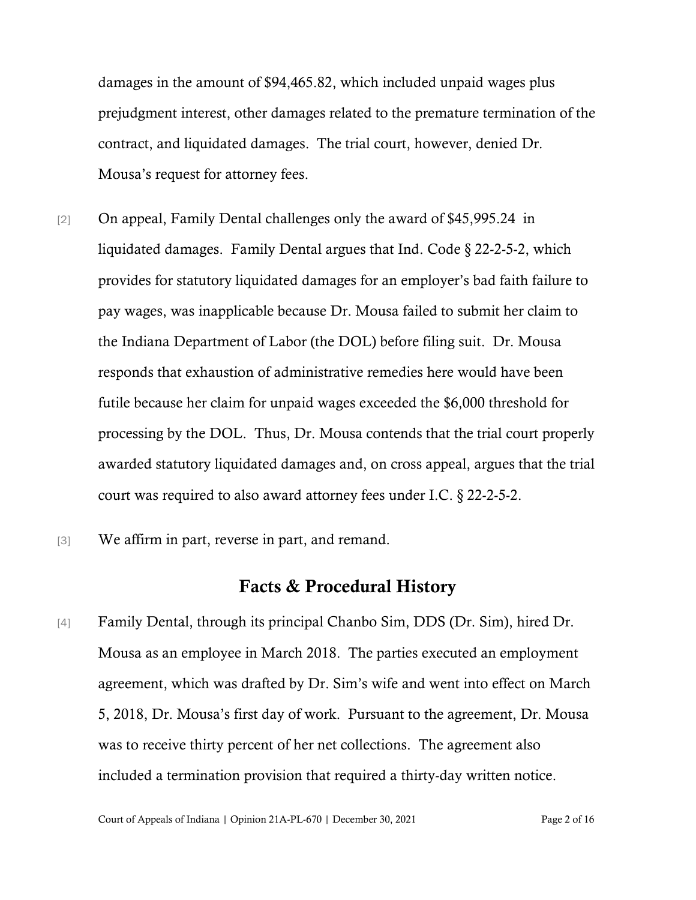damages in the amount of $94,465.82, which included unpaid wages plus prejudgment interest, other damages related to the premature termination of the contract, and liquidated damages. The trial court, however, denied Dr. Mousa's request for attorney fees.

[2] On appeal, Family Dental challenges only the award of $45,995.24 in liquidated damages. Family Dental argues that Ind. Code § 22-2-5-2, which provides for statutory liquidated damages for an employer's bad faith failure to pay wages, was inapplicable because Dr. Mousa failed to submit her claim to the Indiana Department of Labor (the DOL) before filing suit. Dr. Mousa responds that exhaustion of administrative remedies here would have been futile because her claim for unpaid wages exceeded the $6,000 threshold for processing by the DOL. Thus, Dr. Mousa contends that the trial court properly awarded statutory liquidated damages and, on cross appeal, argues that the trial court was required to also award attorney fees under I.C. § 22-2-5-2.

[3] We affirm in part, reverse in part, and remand.

## Facts & Procedural History

[4] Family Dental, through its principal Chanbo Sim, DDS (Dr. Sim), hired Dr. Mousa as an employee in March 2018. The parties executed an employment agreement, which was drafted by Dr. Sim's wife and went into effect on March 5, 2018, Dr. Mousa's first day of work. Pursuant to the agreement, Dr. Mousa was to receive thirty percent of her net collections. The agreement also included a termination provision that required a thirty-day written notice.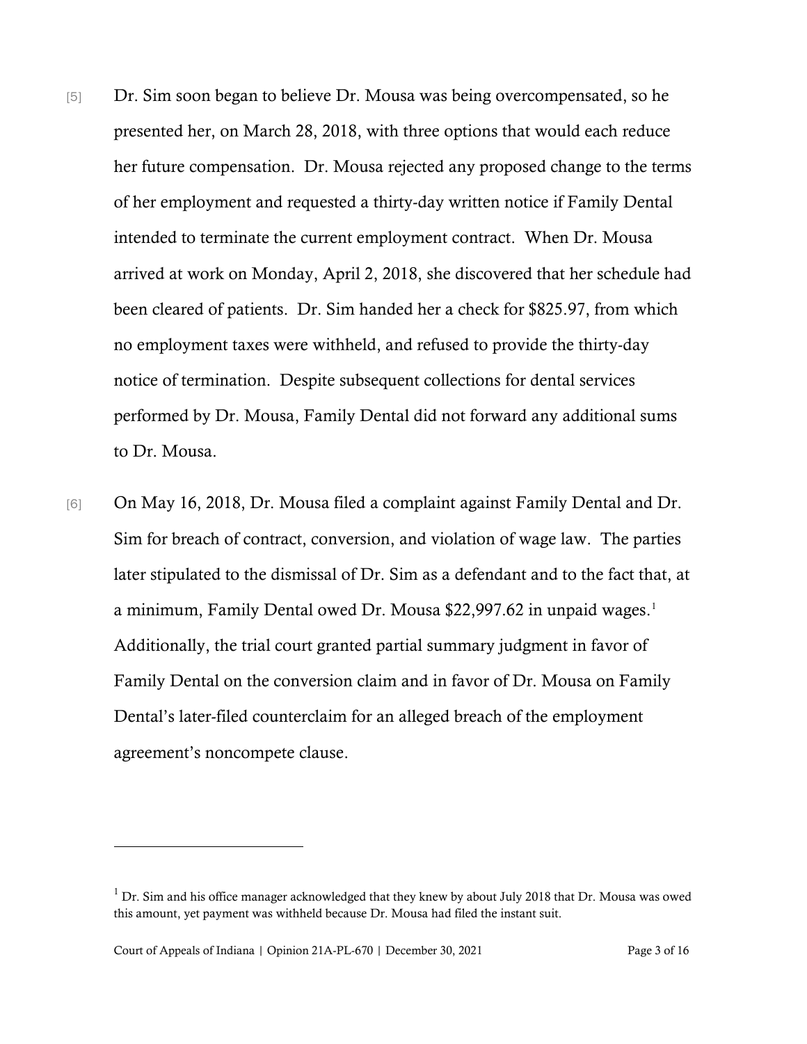[5] Dr. Sim soon began to believe Dr. Mousa was being overcompensated, so he presented her, on March 28, 2018, with three options that would each reduce her future compensation. Dr. Mousa rejected any proposed change to the terms of her employment and requested a thirty-day written notice if Family Dental intended to terminate the current employment contract. When Dr. Mousa arrived at work on Monday, April 2, 2018, she discovered that her schedule had been cleared of patients. Dr. Sim handed her a check for $825.97, from which no employment taxes were withheld, and refused to provide the thirty-day notice of termination. Despite subsequent collections for dental services performed by Dr. Mousa, Family Dental did not forward any additional sums to Dr. Mousa.

[6] On May 16, 2018, Dr. Mousa filed a complaint against Family Dental and Dr. Sim for breach of contract, conversion, and violation of wage law. The parties later stipulated to the dismissal of Dr. Sim as a defendant and to the fact that, at a minimum, Family Dental owed Dr. Mousa $22,997.62 in unpaid wages.[1] Additionally, the trial court granted partial summary judgment in favor of Family Dental on the conversion claim and in favor of Dr. Mousa on Family Dental's later-filed counterclaim for an alleged breach of the employment agreement's noncompete clause.

---

[1] Dr. Sim and his office manager acknowledged that they knew by about July 2018 that Dr. Mousa was owed this amount, yet payment was withheld because Dr. Mousa had filed the instant suit.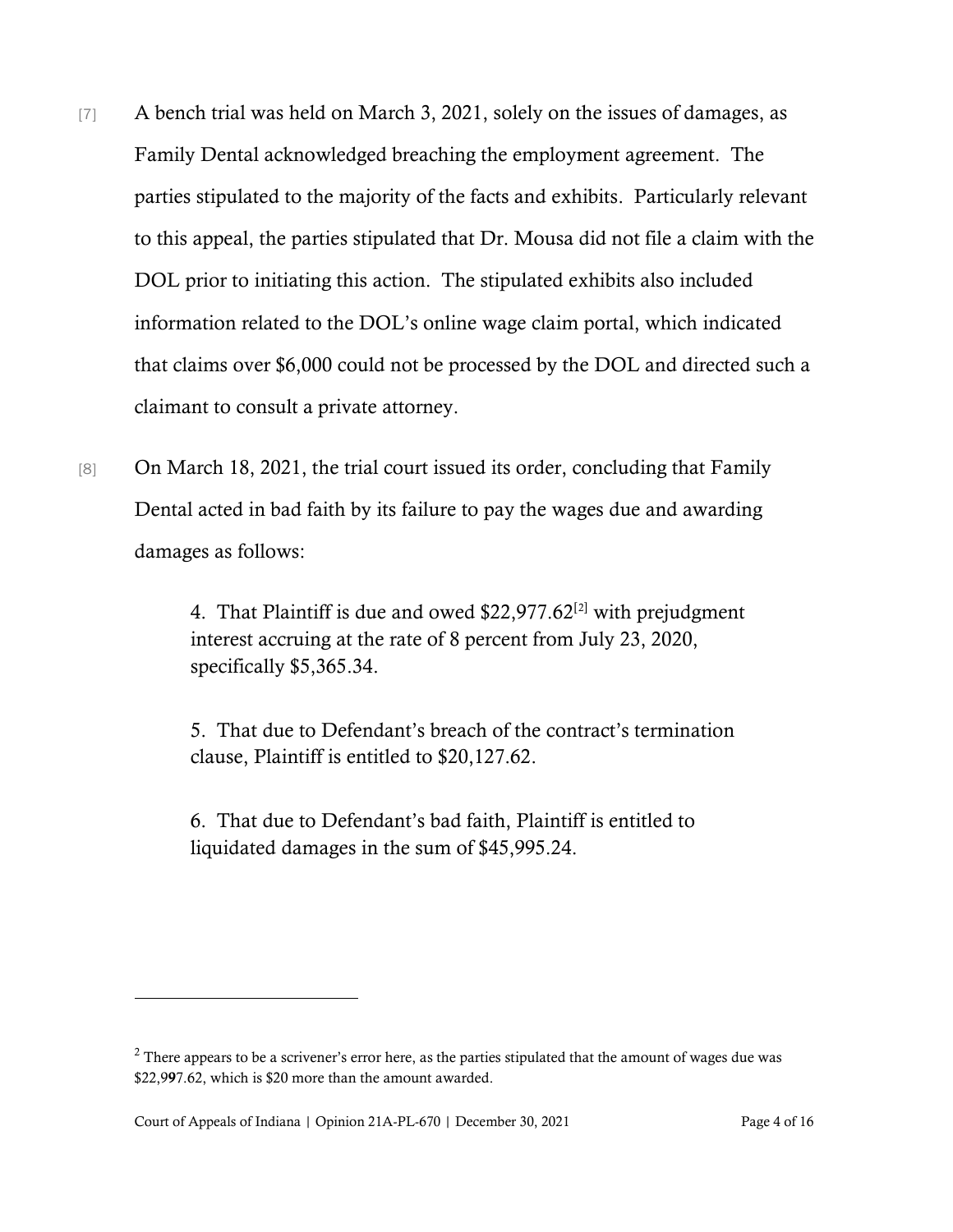[7] A bench trial was held on March 3, 2021, solely on the issues of damages, as Family Dental acknowledged breaching the employment agreement. The parties stipulated to the majority of the facts and exhibits. Particularly relevant to this appeal, the parties stipulated that Dr. Mousa did not file a claim with the DOL prior to initiating this action. The stipulated exhibits also included information related to the DOL's online wage claim portal, which indicated that claims over $6,000 could not be processed by the DOL and directed such a claimant to consult a private attorney.

[8] On March 18, 2021, the trial court issued its order, concluding that Family Dental acted in bad faith by its failure to pay the wages due and awarding damages as follows:

> 4. That Plaintiff is due and owed $22,977.62[2] with prejudgment interest accruing at the rate of 8 percent from July 23, 2020, specifically $5,365.34.
>
> 5. That due to Defendant's breach of the contract's termination clause, Plaintiff is entitled to $20,127.62.
>
> 6. That due to Defendant's bad faith, Plaintiff is entitled to liquidated damages in the sum of $45,995.24.

---

[2] There appears to be a scrivener's error here, as the parties stipulated that the amount of wages due was $22,9**9**7.62, which is $20 more than the amount awarded.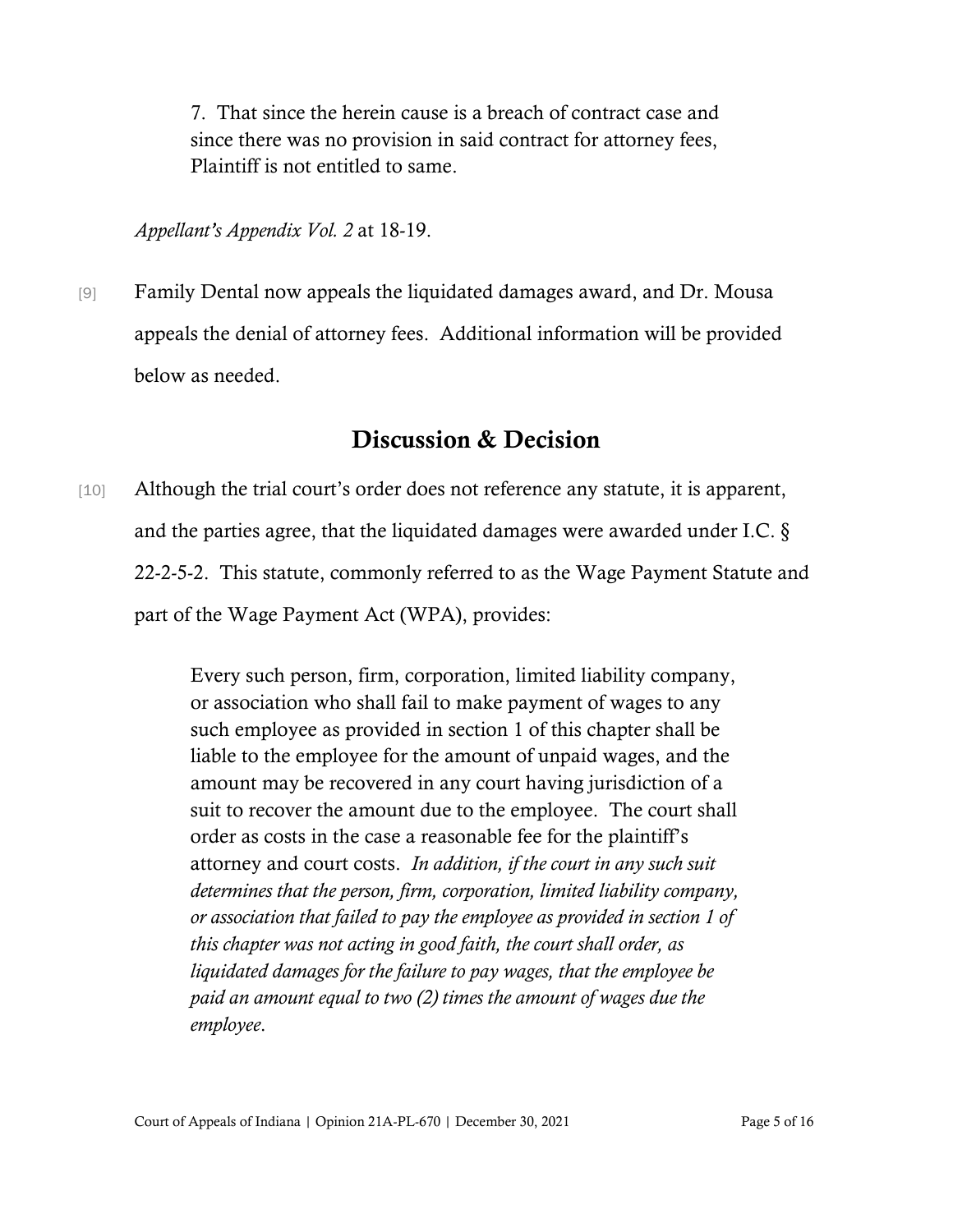> 7. That since the herein cause is a breach of contract case and since there was no provision in said contract for attorney fees, Plaintiff is not entitled to same.

*Appellant's Appendix Vol. 2* at 18-19.

[9] Family Dental now appeals the liquidated damages award, and Dr. Mousa appeals the denial of attorney fees. Additional information will be provided below as needed.

## Discussion & Decision

[10] Although the trial court's order does not reference any statute, it is apparent, and the parties agree, that the liquidated damages were awarded under I.C. § 22-2-5-2. This statute, commonly referred to as the Wage Payment Statute and part of the Wage Payment Act (WPA), provides:

> Every such person, firm, corporation, limited liability company, or association who shall fail to make payment of wages to any such employee as provided in section 1 of this chapter shall be liable to the employee for the amount of unpaid wages, and the amount may be recovered in any court having jurisdiction of a suit to recover the amount due to the employee. The court shall order as costs in the case a reasonable fee for the plaintiff's attorney and court costs. *In addition, if the court in any such suit determines that the person, firm, corporation, limited liability company, or association that failed to pay the employee as provided in section 1 of this chapter was not acting in good faith, the court shall order, as liquidated damages for the failure to pay wages, that the employee be paid an amount equal to two (2) times the amount of wages due the employee*.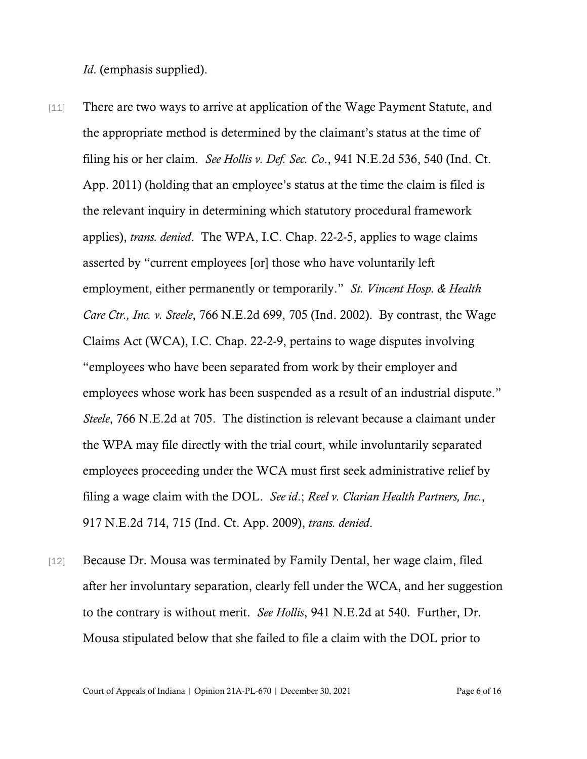*Id*. (emphasis supplied).

[11] There are two ways to arrive at application of the Wage Payment Statute, and the appropriate method is determined by the claimant's status at the time of filing his or her claim. *See Hollis v. Def. Sec. Co*., 941 N.E.2d 536, 540 (Ind. Ct. App. 2011) (holding that an employee's status at the time the claim is filed is the relevant inquiry in determining which statutory procedural framework applies), *trans. denied*. The WPA, I.C. Chap. 22-2-5, applies to wage claims asserted by "current employees [or] those who have voluntarily left employment, either permanently or temporarily." *St. Vincent Hosp. & Health Care Ctr., Inc. v. Steele*, 766 N.E.2d 699, 705 (Ind. 2002). By contrast, the Wage Claims Act (WCA), I.C. Chap. 22-2-9, pertains to wage disputes involving "employees who have been separated from work by their employer and employees whose work has been suspended as a result of an industrial dispute." *Steele*, 766 N.E.2d at 705. The distinction is relevant because a claimant under the WPA may file directly with the trial court, while involuntarily separated employees proceeding under the WCA must first seek administrative relief by filing a wage claim with the DOL. *See id*.; *Reel v. Clarian Health Partners, Inc.*, 917 N.E.2d 714, 715 (Ind. Ct. App. 2009), *trans. denied*.

[12] Because Dr. Mousa was terminated by Family Dental, her wage claim, filed after her involuntary separation, clearly fell under the WCA, and her suggestion to the contrary is without merit. *See Hollis*, 941 N.E.2d at 540. Further, Dr. Mousa stipulated below that she failed to file a claim with the DOL prior to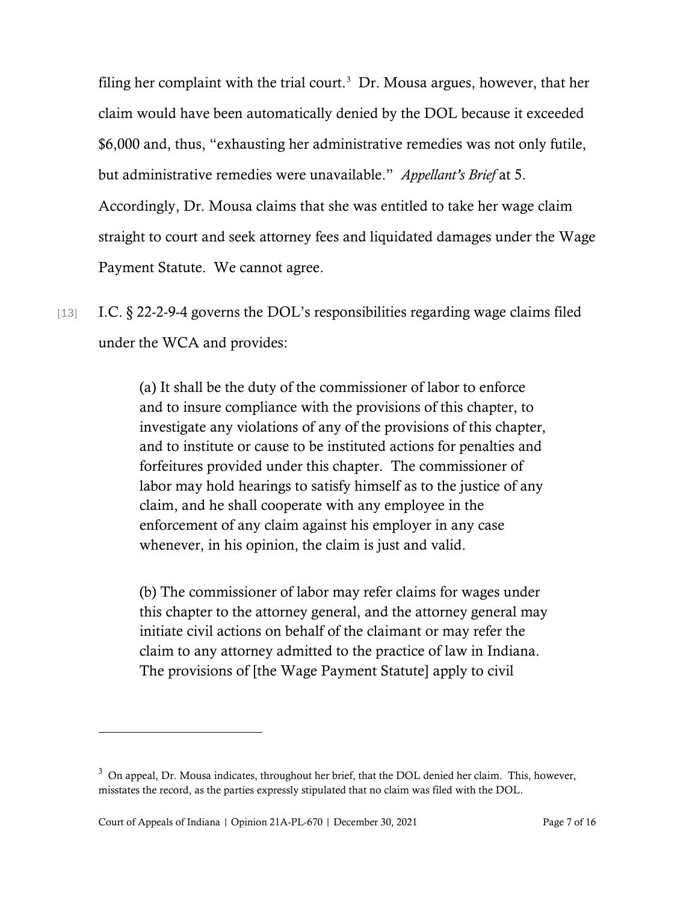filing her complaint with the trial court.[3] Dr. Mousa argues, however, that her claim would have been automatically denied by the DOL because it exceeded $6,000 and, thus, "exhausting her administrative remedies was not only futile, but administrative remedies were unavailable." *Appellant's Brief* at 5. Accordingly, Dr. Mousa claims that she was entitled to take her wage claim straight to court and seek attorney fees and liquidated damages under the Wage Payment Statute. We cannot agree.

[13] I.C. § 22-2-9-4 governs the DOL's responsibilities regarding wage claims filed under the WCA and provides:

> (a) It shall be the duty of the commissioner of labor to enforce and to insure compliance with the provisions of this chapter, to investigate any violations of any of the provisions of this chapter, and to institute or cause to be instituted actions for penalties and forfeitures provided under this chapter. The commissioner of labor may hold hearings to satisfy himself as to the justice of any claim, and he shall cooperate with any employee in the enforcement of any claim against his employer in any case whenever, in his opinion, the claim is just and valid.
>
> (b) The commissioner of labor may refer claims for wages under this chapter to the attorney general, and the attorney general may initiate civil actions on behalf of the claimant or may refer the claim to any attorney admitted to the practice of law in Indiana. The provisions of [the Wage Payment Statute] apply to civil

[3] On appeal, Dr. Mousa indicates, throughout her brief, that the DOL denied her claim. This, however, misstates the record, as the parties expressly stipulated that no claim was filed with the DOL.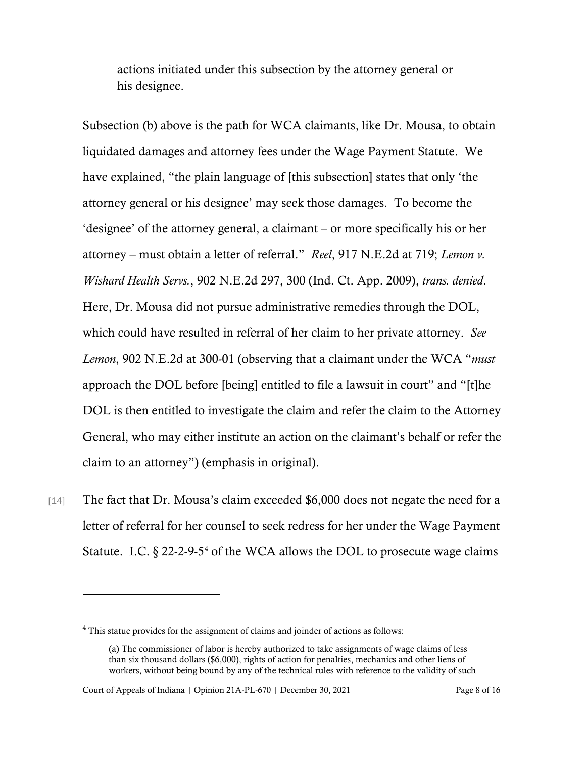actions initiated under this subsection by the attorney general or his designee.

Subsection (b) above is the path for WCA claimants, like Dr. Mousa, to obtain liquidated damages and attorney fees under the Wage Payment Statute. We have explained, "the plain language of [this subsection] states that only 'the attorney general or his designee' may seek those damages. To become the 'designee' of the attorney general, a claimant – or more specifically his or her attorney – must obtain a letter of referral." *Reel*, 917 N.E.2d at 719; *Lemon v. Wishard Health Servs.*, 902 N.E.2d 297, 300 (Ind. Ct. App. 2009), *trans. denied*. Here, Dr. Mousa did not pursue administrative remedies through the DOL, which could have resulted in referral of her claim to her private attorney. *See Lemon*, 902 N.E.2d at 300-01 (observing that a claimant under the WCA "*must* approach the DOL before [being] entitled to file a lawsuit in court" and "[t]he DOL is then entitled to investigate the claim and refer the claim to the Attorney General, who may either institute an action on the claimant's behalf or refer the claim to an attorney") (emphasis in original).

[14] The fact that Dr. Mousa's claim exceeded $6,000 does not negate the need for a letter of referral for her counsel to seek redress for her under the Wage Payment Statute. I.C. § 22-2-9-5[4] of the WCA allows the DOL to prosecute wage claims

---

[4] This statue provides for the assignment of claims and joinder of actions as follows:

> (a) The commissioner of labor is hereby authorized to take assignments of wage claims of less than six thousand dollars ($6,000), rights of action for penalties, mechanics and other liens of workers, without being bound by any of the technical rules with reference to the validity of such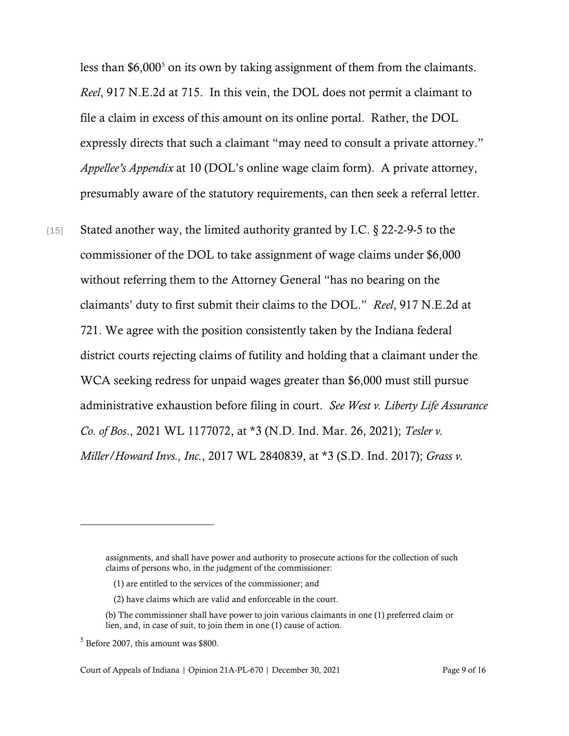less than $6,000[5] on its own by taking assignment of them from the claimants. *Reel*, 917 N.E.2d at 715. In this vein, the DOL does not permit a claimant to file a claim in excess of this amount on its online portal. Rather, the DOL expressly directs that such a claimant "may need to consult a private attorney." *Appellee's Appendix* at 10 (DOL's online wage claim form). A private attorney, presumably aware of the statutory requirements, can then seek a referral letter.

[15] Stated another way, the limited authority granted by I.C. § 22-2-9-5 to the commissioner of the DOL to take assignment of wage claims under $6,000 without referring them to the Attorney General "has no bearing on the claimants' duty to first submit their claims to the DOL." *Reel*, 917 N.E.2d at 721. We agree with the position consistently taken by the Indiana federal district courts rejecting claims of futility and holding that a claimant under the WCA seeking redress for unpaid wages greater than $6,000 must still pursue administrative exhaustion before filing in court. *See West v. Liberty Life Assurance Co. of Bos*., 2021 WL 1177072, at *3 (N.D. Ind. Mar. 26, 2021); *Tesler v. Miller/Howard Invs., Inc.*, 2017 WL 2840839, at *3 (S.D. Ind. 2017); *Grass v.*

---

assignments, and shall have power and authority to prosecute actions for the collection of such claims of persons who, in the judgment of the commissioner:

(1) are entitled to the services of the commissioner; and

(2) have claims which are valid and enforceable in the court.

(b) The commissioner shall have power to join various claimants in one (1) preferred claim or lien, and, in case of suit, to join them in one (1) cause of action.

[5] Before 2007, this amount was $800.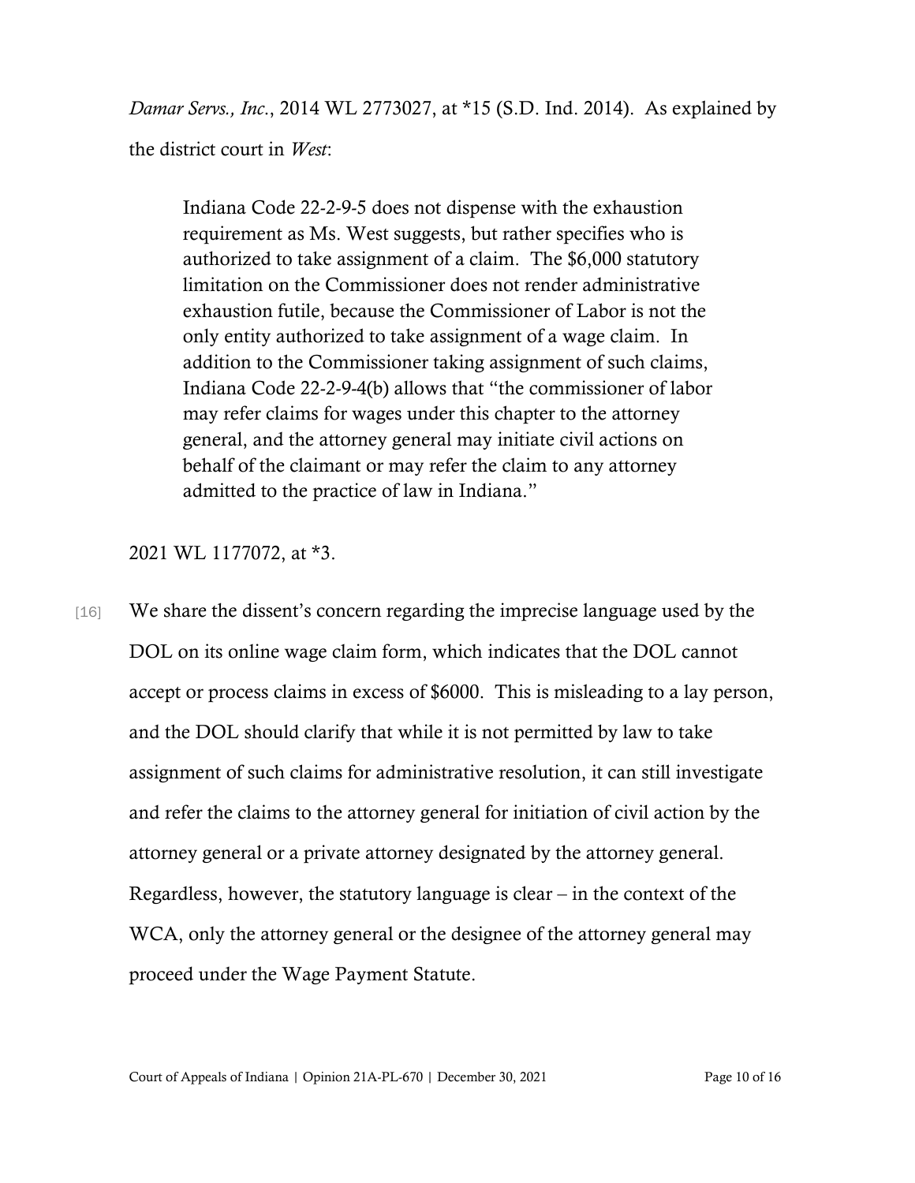*Damar Servs., Inc.*, 2014 WL 2773027, at *15 (S.D. Ind. 2014). As explained by the district court in *West*:

> Indiana Code 22-2-9-5 does not dispense with the exhaustion requirement as Ms. West suggests, but rather specifies who is authorized to take assignment of a claim. The $6,000 statutory limitation on the Commissioner does not render administrative exhaustion futile, because the Commissioner of Labor is not the only entity authorized to take assignment of a wage claim. In addition to the Commissioner taking assignment of such claims, Indiana Code 22-2-9-4(b) allows that "the commissioner of labor may refer claims for wages under this chapter to the attorney general, and the attorney general may initiate civil actions on behalf of the claimant or may refer the claim to any attorney admitted to the practice of law in Indiana."

2021 WL 1177072, at *3.

[16] We share the dissent's concern regarding the imprecise language used by the DOL on its online wage claim form, which indicates that the DOL cannot accept or process claims in excess of $6000. This is misleading to a lay person, and the DOL should clarify that while it is not permitted by law to take assignment of such claims for administrative resolution, it can still investigate and refer the claims to the attorney general for initiation of civil action by the attorney general or a private attorney designated by the attorney general. Regardless, however, the statutory language is clear – in the context of the WCA, only the attorney general or the designee of the attorney general may proceed under the Wage Payment Statute.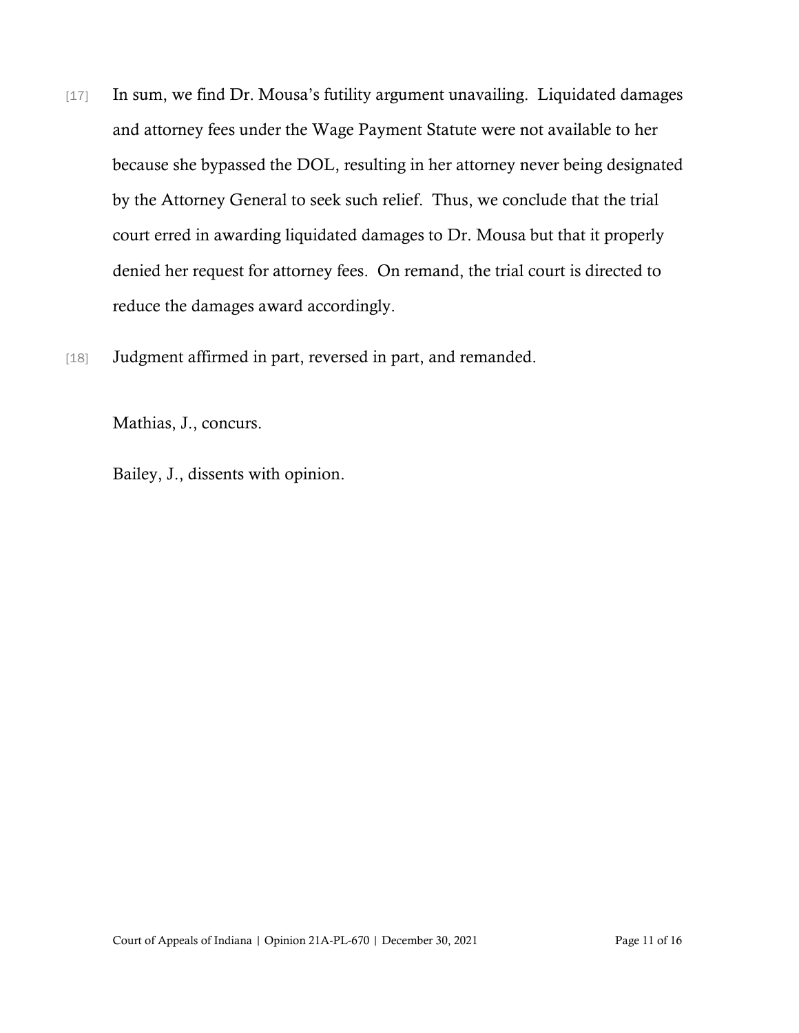[17] In sum, we find Dr. Mousa's futility argument unavailing. Liquidated damages and attorney fees under the Wage Payment Statute were not available to her because she bypassed the DOL, resulting in her attorney never being designated by the Attorney General to seek such relief. Thus, we conclude that the trial court erred in awarding liquidated damages to Dr. Mousa but that it properly denied her request for attorney fees. On remand, the trial court is directed to reduce the damages award accordingly.

[18] Judgment affirmed in part, reversed in part, and remanded.

Mathias, J., concurs.

Bailey, J., dissents with opinion.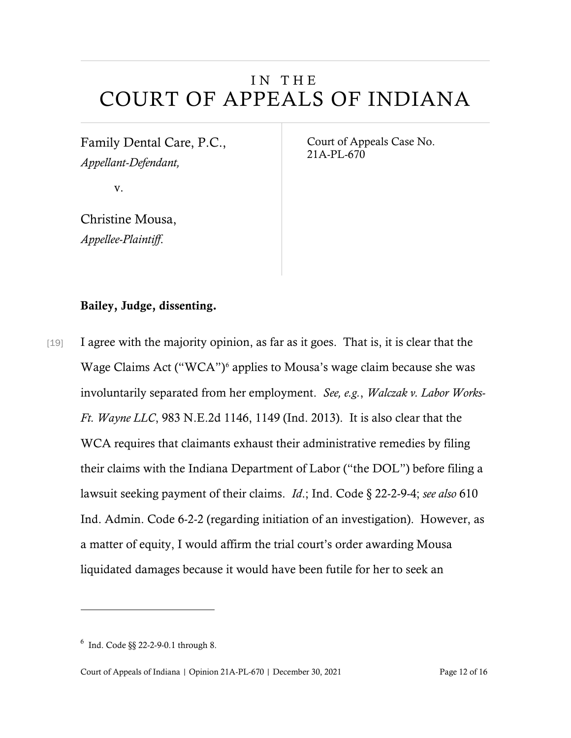# IN THE COURT OF APPEALS OF INDIANA

Family Dental Care, P.C.,
*Appellant-Defendant,*

v.

Christine Mousa,
*Appellee-Plaintiff.*

Court of Appeals Case No. 21A-PL-670

**Bailey, Judge, dissenting.**

[19] I agree with the majority opinion, as far as it goes. That is, it is clear that the Wage Claims Act ("WCA")[6] applies to Mousa's wage claim because she was involuntarily separated from her employment. *See, e.g.*, *Walczak v. Labor Works-Ft. Wayne LLC*, 983 N.E.2d 1146, 1149 (Ind. 2013). It is also clear that the WCA requires that claimants exhaust their administrative remedies by filing their claims with the Indiana Department of Labor ("the DOL") before filing a lawsuit seeking payment of their claims. *Id*.; Ind. Code § 22-2-9-4; *see also* 610 Ind. Admin. Code 6-2-2 (regarding initiation of an investigation). However, as a matter of equity, I would affirm the trial court's order awarding Mousa liquidated damages because it would have been futile for her to seek an

[6] Ind. Code §§ 22-2-9-0.1 through 8.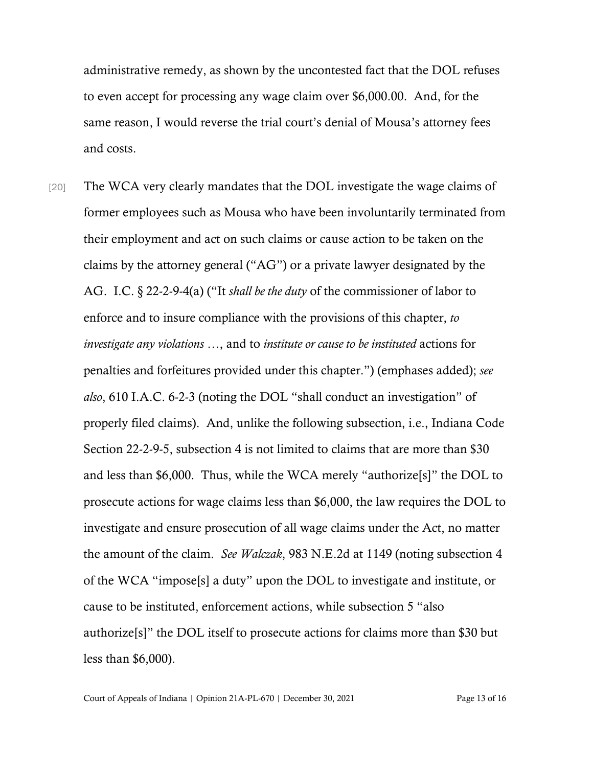administrative remedy, as shown by the uncontested fact that the DOL refuses to even accept for processing any wage claim over $6,000.00. And, for the same reason, I would reverse the trial court's denial of Mousa's attorney fees and costs.

[20] The WCA very clearly mandates that the DOL investigate the wage claims of former employees such as Mousa who have been involuntarily terminated from their employment and act on such claims or cause action to be taken on the claims by the attorney general ("AG") or a private lawyer designated by the AG. I.C. § 22-2-9-4(a) ("It *shall be the duty* of the commissioner of labor to enforce and to insure compliance with the provisions of this chapter, *to investigate any violations* …, and to *institute or cause to be instituted* actions for penalties and forfeitures provided under this chapter.") (emphases added); *see also*, 610 I.A.C. 6-2-3 (noting the DOL "shall conduct an investigation" of properly filed claims). And, unlike the following subsection, i.e., Indiana Code Section 22-2-9-5, subsection 4 is not limited to claims that are more than $30 and less than $6,000. Thus, while the WCA merely "authorize[s]" the DOL to prosecute actions for wage claims less than $6,000, the law requires the DOL to investigate and ensure prosecution of all wage claims under the Act, no matter the amount of the claim. *See Walczak*, 983 N.E.2d at 1149 (noting subsection 4 of the WCA "impose[s] a duty" upon the DOL to investigate and institute, or cause to be instituted, enforcement actions, while subsection 5 "also authorize[s]" the DOL itself to prosecute actions for claims more than $30 but less than $6,000).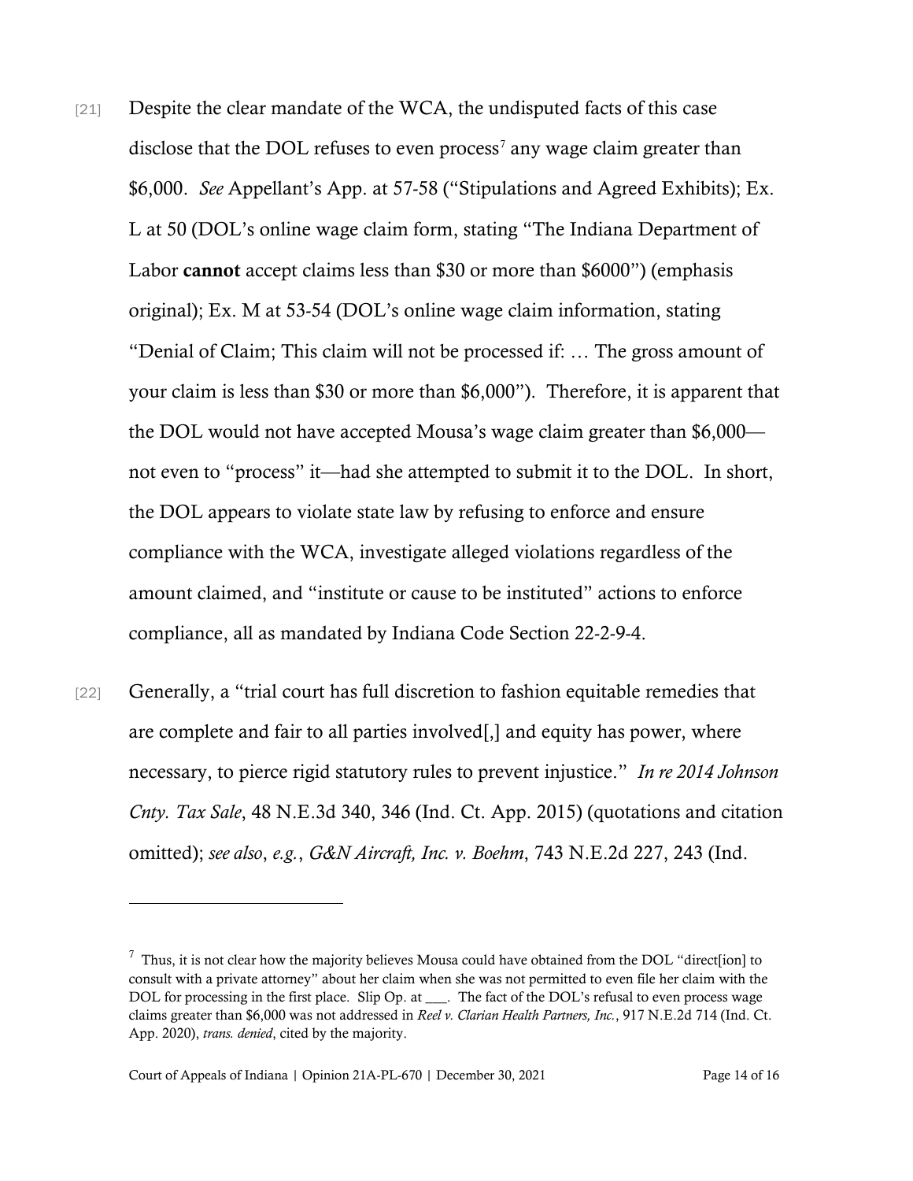[21] Despite the clear mandate of the WCA, the undisputed facts of this case disclose that the DOL refuses to even process[7] any wage claim greater than \$6,000. *See* Appellant's App. at 57-58 ("Stipulations and Agreed Exhibits); Ex. L at 50 (DOL's online wage claim form, stating "The Indiana Department of Labor **cannot** accept claims less than \$30 or more than \$6000") (emphasis original); Ex. M at 53-54 (DOL's online wage claim information, stating "Denial of Claim; This claim will not be processed if: … The gross amount of your claim is less than \$30 or more than \$6,000"). Therefore, it is apparent that the DOL would not have accepted Mousa's wage claim greater than \$6,000—not even to "process" it—had she attempted to submit it to the DOL. In short, the DOL appears to violate state law by refusing to enforce and ensure compliance with the WCA, investigate alleged violations regardless of the amount claimed, and "institute or cause to be instituted" actions to enforce compliance, all as mandated by Indiana Code Section 22-2-9-4.

[22] Generally, a "trial court has full discretion to fashion equitable remedies that are complete and fair to all parties involved[,] and equity has power, where necessary, to pierce rigid statutory rules to prevent injustice." *In re 2014 Johnson Cnty. Tax Sale*, 48 N.E.3d 340, 346 (Ind. Ct. App. 2015) (quotations and citation omitted); *see also*, *e.g.*, *G&N Aircraft, Inc. v. Boehm*, 743 N.E.2d 227, 243 (Ind.

---

[7] Thus, it is not clear how the majority believes Mousa could have obtained from the DOL "direct[ion] to consult with a private attorney" about her claim when she was not permitted to even file her claim with the DOL for processing in the first place. Slip Op. at \_\_\_. The fact of the DOL's refusal to even process wage claims greater than \$6,000 was not addressed in *Reel v. Clarian Health Partners, Inc.*, 917 N.E.2d 714 (Ind. Ct. App. 2020), *trans. denied*, cited by the majority.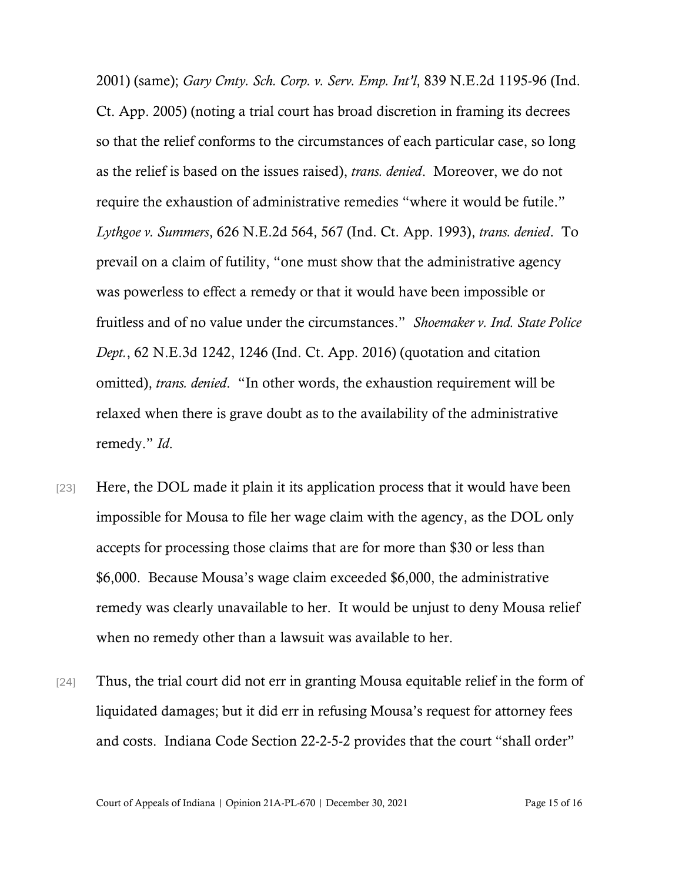2001) (same); *Gary Cmty. Sch. Corp. v. Serv. Emp. Int'l*, 839 N.E.2d 1195-96 (Ind. Ct. App. 2005) (noting a trial court has broad discretion in framing its decrees so that the relief conforms to the circumstances of each particular case, so long as the relief is based on the issues raised), *trans. denied*. Moreover, we do not require the exhaustion of administrative remedies "where it would be futile." *Lythgoe v. Summers*, 626 N.E.2d 564, 567 (Ind. Ct. App. 1993), *trans. denied*. To prevail on a claim of futility, "one must show that the administrative agency was powerless to effect a remedy or that it would have been impossible or fruitless and of no value under the circumstances." *Shoemaker v. Ind. State Police Dept.*, 62 N.E.3d 1242, 1246 (Ind. Ct. App. 2016) (quotation and citation omitted), *trans. denied*. "In other words, the exhaustion requirement will be relaxed when there is grave doubt as to the availability of the administrative remedy." *Id*.

[23] Here, the DOL made it plain it its application process that it would have been impossible for Mousa to file her wage claim with the agency, as the DOL only accepts for processing those claims that are for more than $30 or less than $6,000. Because Mousa's wage claim exceeded $6,000, the administrative remedy was clearly unavailable to her. It would be unjust to deny Mousa relief when no remedy other than a lawsuit was available to her.

[24] Thus, the trial court did not err in granting Mousa equitable relief in the form of liquidated damages; but it did err in refusing Mousa's request for attorney fees and costs. Indiana Code Section 22-2-5-2 provides that the court "shall order"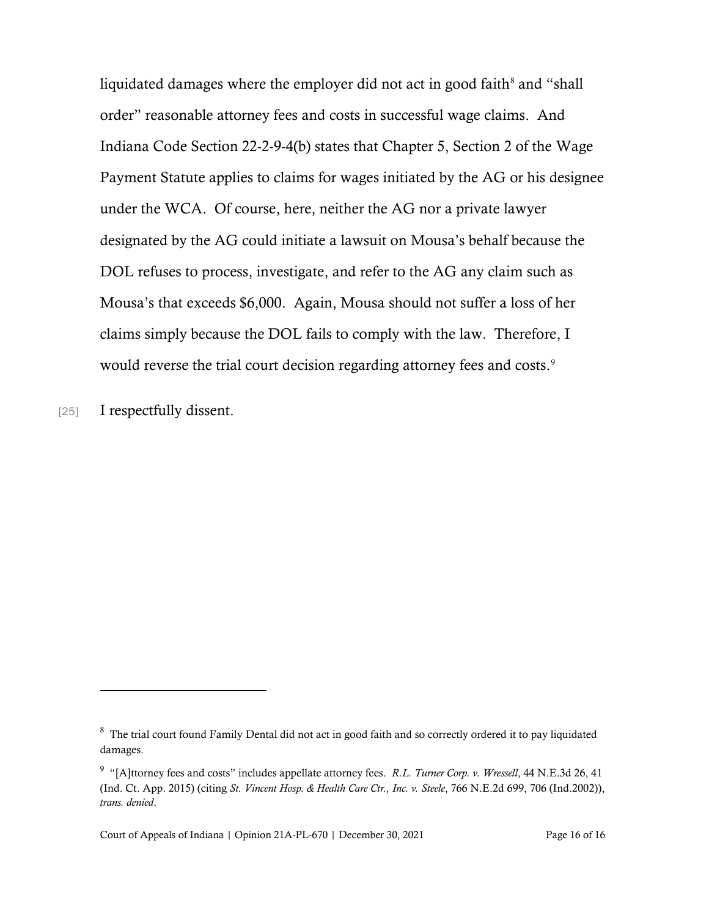liquidated damages where the employer did not act in good faith[8] and "shall order" reasonable attorney fees and costs in successful wage claims. And Indiana Code Section 22-2-9-4(b) states that Chapter 5, Section 2 of the Wage Payment Statute applies to claims for wages initiated by the AG or his designee under the WCA. Of course, here, neither the AG nor a private lawyer designated by the AG could initiate a lawsuit on Mousa's behalf because the DOL refuses to process, investigate, and refer to the AG any claim such as Mousa's that exceeds $6,000. Again, Mousa should not suffer a loss of her claims simply because the DOL fails to comply with the law. Therefore, I would reverse the trial court decision regarding attorney fees and costs.[9]

[25] I respectfully dissent.

---

[8] The trial court found Family Dental did not act in good faith and so correctly ordered it to pay liquidated damages.

[9] "[A]ttorney fees and costs" includes appellate attorney fees. *R.L. Turner Corp. v. Wressell*, 44 N.E.3d 26, 41 (Ind. Ct. App. 2015) (citing *St. Vincent Hosp. & Health Care Ctr., Inc. v. Steele*, 766 N.E.2d 699, 706 (Ind.2002)), *trans. denied*.